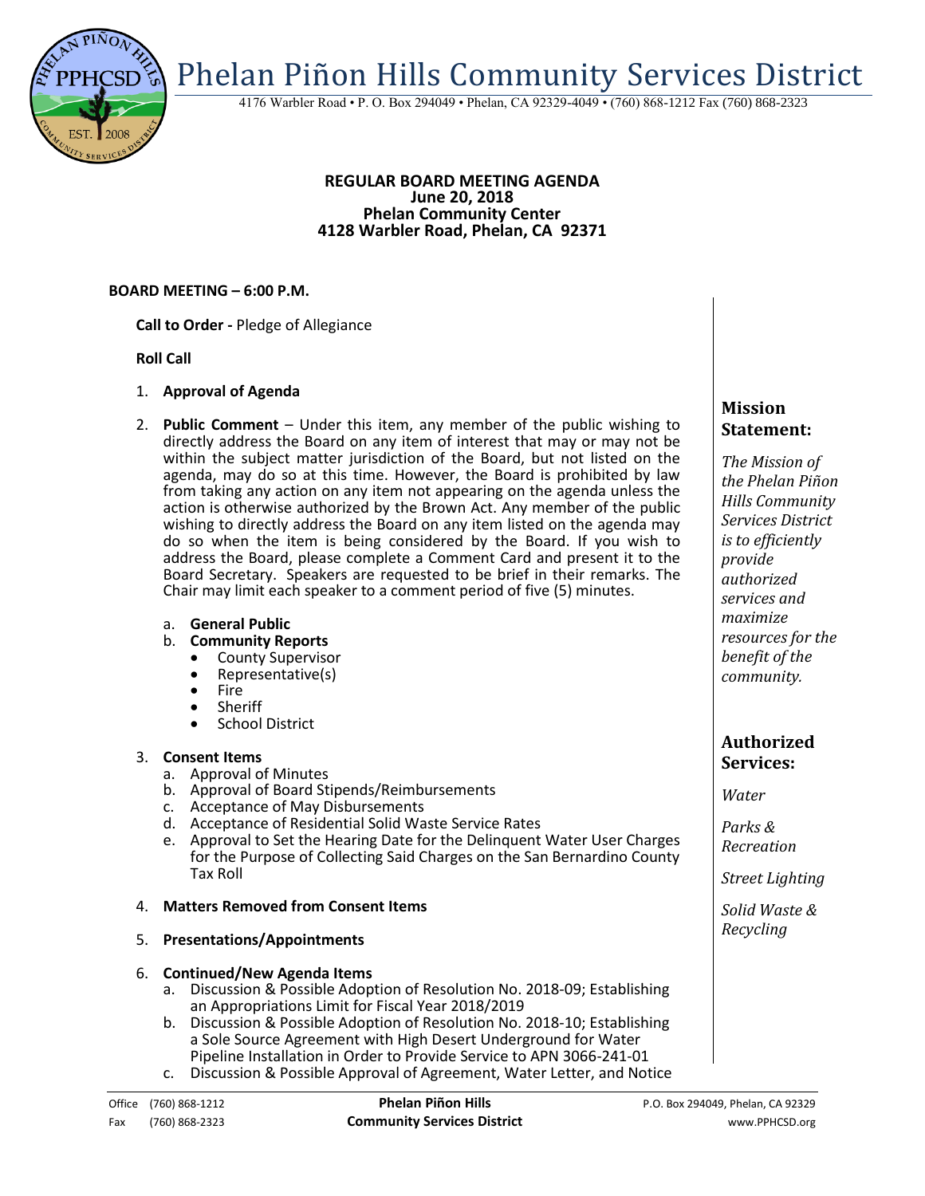# Phelan Piñon Hills Community Services District

4176 Warbler Road • P. O. Box 294049 • Phelan, CA 92329-4049 • (760) 868-1212 Fax (760) 868-2323

**REGULAR BOARD MEETING AGENDA**
**June 20, 2018**
**Phelan Community Center**
**4128 Warbler Road, Phelan, CA 92371**

**BOARD MEETING – 6:00 P.M.**

**Call to Order -** Pledge of Allegiance

**Roll Call**

1. **Approval of Agenda**
2. **Public Comment** – Under this item, any member of the public wishing to directly address the Board on any item of interest that may or may not be within the subject matter jurisdiction of the Board, but not listed on the agenda, may do so at this time. However, the Board is prohibited by law from taking any action on any item not appearing on the agenda unless the action is otherwise authorized by the Brown Act. Any member of the public wishing to directly address the Board on any item listed on the agenda may do so when the item is being considered by the Board. If you wish to address the Board, please complete a Comment Card and present it to the Board Secretary. Speakers are requested to be brief in their remarks. The Chair may limit each speaker to a comment period of five (5) minutes.
   a. **General Public**
   b. **Community Reports**
      - County Supervisor
      - Representative(s)
      - Fire
      - Sheriff
      - School District
3. **Consent Items**
   a. Approval of Minutes
   b. Approval of Board Stipends/Reimbursements
   c. Acceptance of May Disbursements
   d. Acceptance of Residential Solid Waste Service Rates
   e. Approval to Set the Hearing Date for the Delinquent Water User Charges for the Purpose of Collecting Said Charges on the San Bernardino County Tax Roll
4. **Matters Removed from Consent Items**
5. **Presentations/Appointments**
6. **Continued/New Agenda Items**
   a. Discussion & Possible Adoption of Resolution No. 2018-09; Establishing an Appropriations Limit for Fiscal Year 2018/2019
   b. Discussion & Possible Adoption of Resolution No. 2018-10; Establishing a Sole Source Agreement with High Desert Underground for Water Pipeline Installation in Order to Provide Service to APN 3066-241-01
   c. Discussion & Possible Approval of Agreement, Water Letter, and Notice

### Mission Statement:

*The Mission of the Phelan Piñon Hills Community Services District is to efficiently provide authorized services and maximize resources for the benefit of the community.*

### Authorized Services:

*Water*

*Parks & Recreation*

*Street Lighting*

*Solid Waste & Recycling*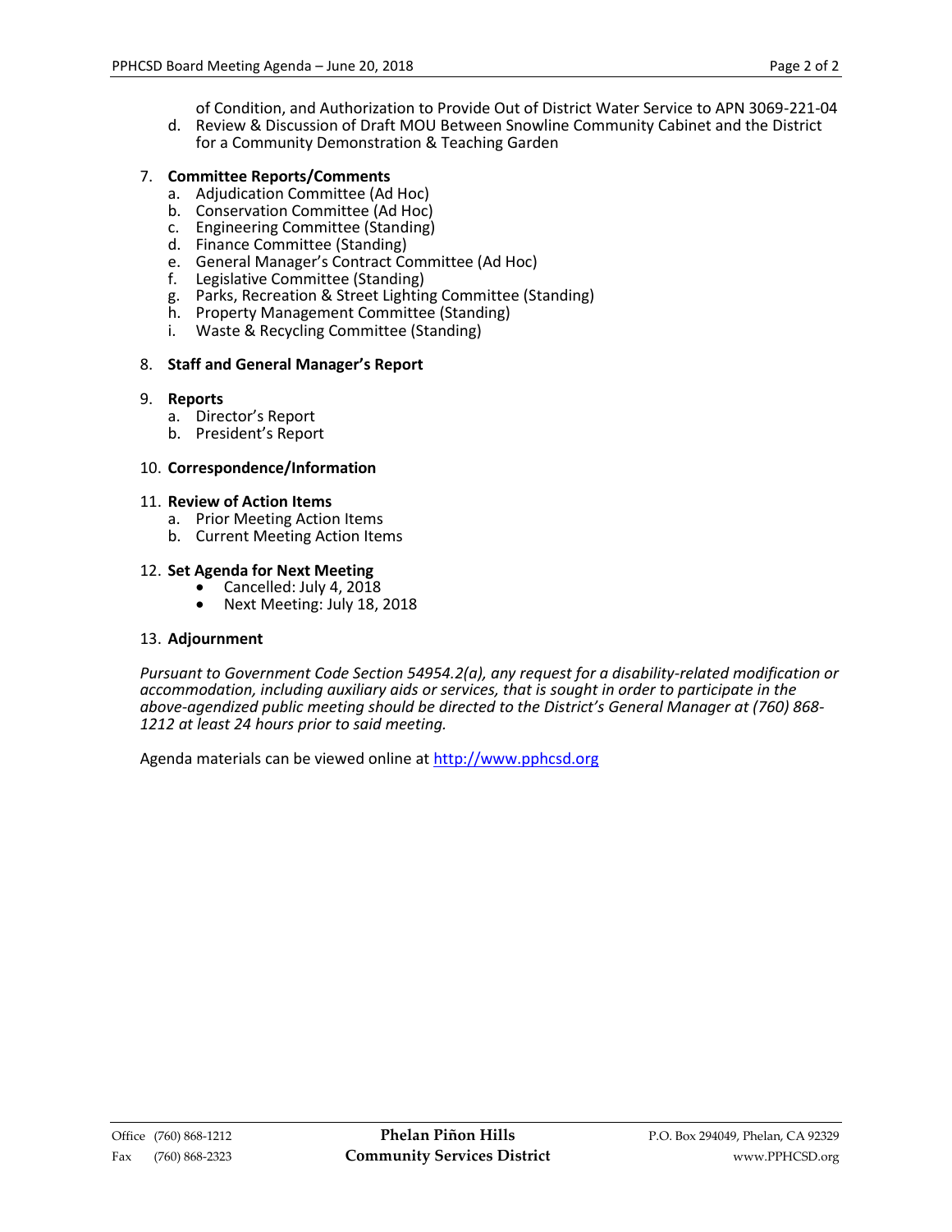of Condition, and Authorization to Provide Out of District Water Service to APN 3069-221-04

d. Review & Discussion of Draft MOU Between Snowline Community Cabinet and the District for a Community Demonstration & Teaching Garden

7. **Committee Reports/Comments**
   a. Adjudication Committee (Ad Hoc)
   b. Conservation Committee (Ad Hoc)
   c. Engineering Committee (Standing)
   d. Finance Committee (Standing)
   e. General Manager's Contract Committee (Ad Hoc)
   f. Legislative Committee (Standing)
   g. Parks, Recreation & Street Lighting Committee (Standing)
   h. Property Management Committee (Standing)
   i. Waste & Recycling Committee (Standing)

8. **Staff and General Manager's Report**

9. **Reports**
   a. Director's Report
   b. President's Report

10. **Correspondence/Information**

11. **Review of Action Items**
    a. Prior Meeting Action Items
    b. Current Meeting Action Items

12. **Set Agenda for Next Meeting**
    - Cancelled: July 4, 2018
    - Next Meeting: July 18, 2018

13. **Adjournment**

*Pursuant to Government Code Section 54954.2(a), any request for a disability-related modification or accommodation, including auxiliary aids or services, that is sought in order to participate in the above-agendized public meeting should be directed to the District's General Manager at (760) 868-1212 at least 24 hours prior to said meeting.*

Agenda materials can be viewed online at http://www.pphcsd.org

Office (760) 868-1212 | Fax (760) 868-2323

**Phelan Piñon Hills Community Services District**

P.O. Box 294049, Phelan, CA 92329 | www.PPHCSD.org